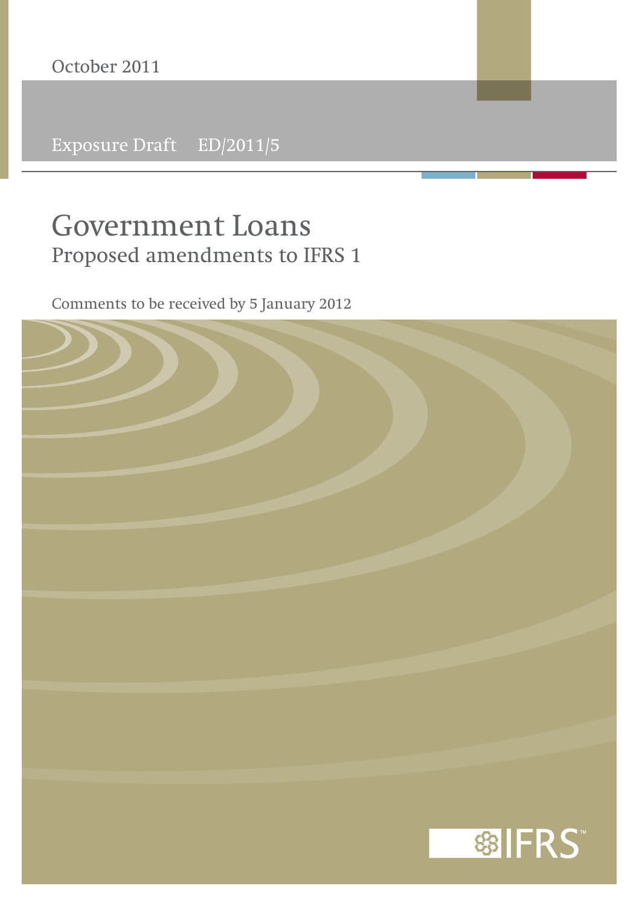October 2011

Exposure Draft ED/2011/5

# Government Loans

## Proposed amendments to IFRS 1

Comments to be received by 5 January 2012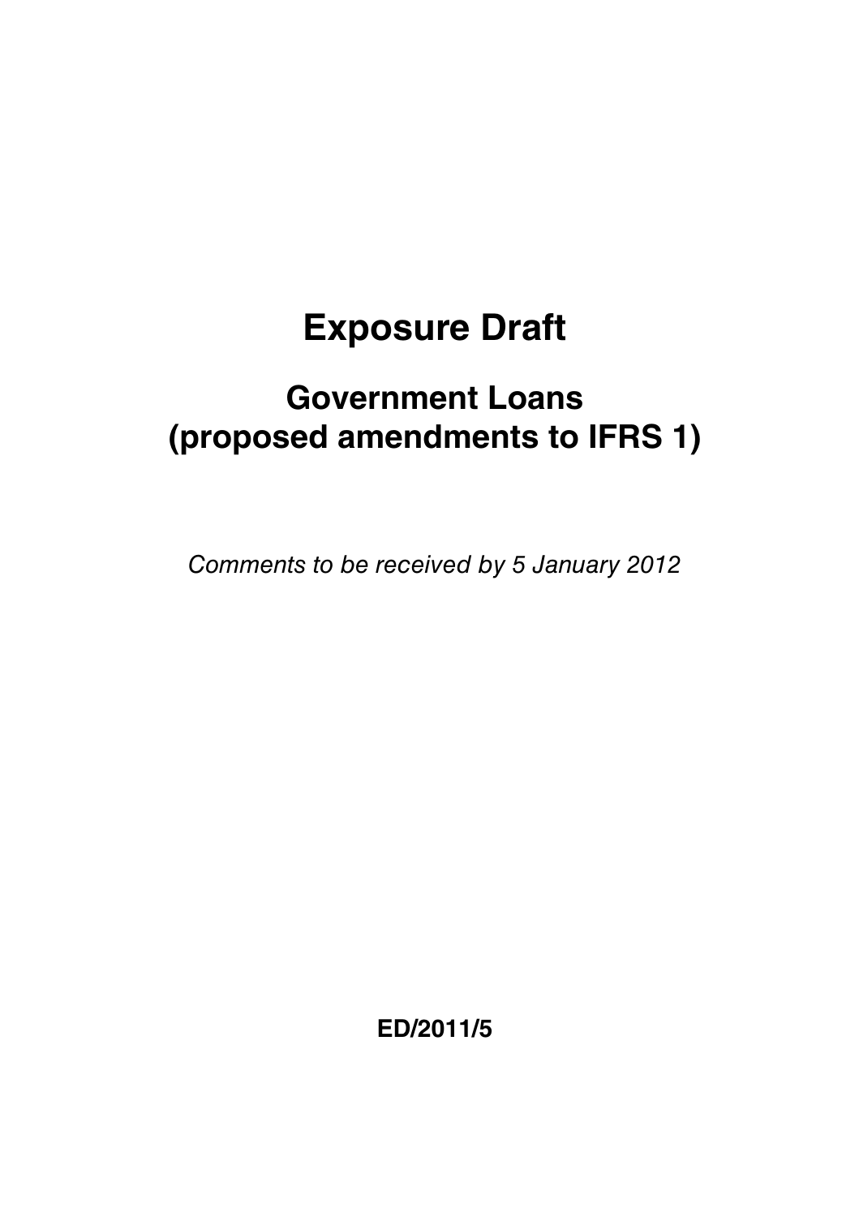# Exposure Draft

## Government Loans (proposed amendments to IFRS 1)

*Comments to be received by 5 January 2012*

**ED/2011/5**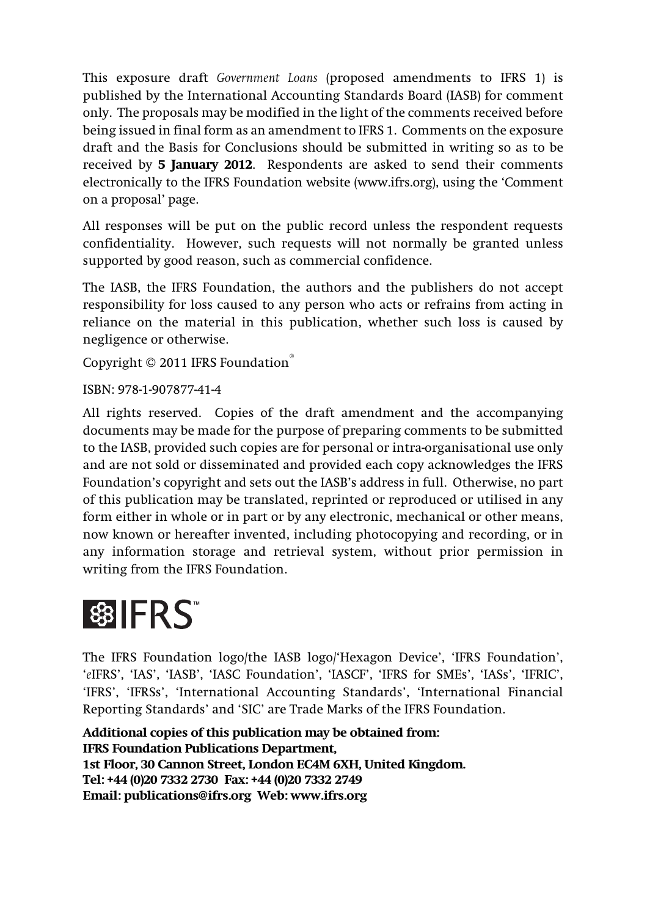This exposure draft *Government Loans* (proposed amendments to IFRS 1) is published by the International Accounting Standards Board (IASB) for comment only. The proposals may be modified in the light of the comments received before being issued in final form as an amendment to IFRS 1. Comments on the exposure draft and the Basis for Conclusions should be submitted in writing so as to be received by **5 January 2012**. Respondents are asked to send their comments electronically to the IFRS Foundation website (www.ifrs.org), using the 'Comment on a proposal' page.

All responses will be put on the public record unless the respondent requests confidentiality. However, such requests will not normally be granted unless supported by good reason, such as commercial confidence.

The IASB, the IFRS Foundation, the authors and the publishers do not accept responsibility for loss caused to any person who acts or refrains from acting in reliance on the material in this publication, whether such loss is caused by negligence or otherwise.

Copyright © 2011 IFRS Foundation®

ISBN: 978-1-907877-41-4

All rights reserved. Copies of the draft amendment and the accompanying documents may be made for the purpose of preparing comments to be submitted to the IASB, provided such copies are for personal or intra-organisational use only and are not sold or disseminated and provided each copy acknowledges the IFRS Foundation's copyright and sets out the IASB's address in full. Otherwise, no part of this publication may be translated, reprinted or reproduced or utilised in any form either in whole or in part or by any electronic, mechanical or other means, now known or hereafter invented, including photocopying and recording, or in any information storage and retrieval system, without prior permission in writing from the IFRS Foundation.

IFRS™

The IFRS Foundation logo/the IASB logo/'Hexagon Device', 'IFRS Foundation', '*e*IFRS', 'IAS', 'IASB', 'IASC Foundation', 'IASCF', 'IFRS for SMEs', 'IASs', 'IFRIC', 'IFRS', 'IFRSs', 'International Accounting Standards', 'International Financial Reporting Standards' and 'SIC' are Trade Marks of the IFRS Foundation.

**Additional copies of this publication may be obtained from:**
**IFRS Foundation Publications Department,**
**1st Floor, 30 Cannon Street, London EC4M 6XH, United Kingdom.**
**Tel: +44 (0)20 7332 2730 Fax: +44 (0)20 7332 2749**
**Email: publications@ifrs.org Web: www.ifrs.org**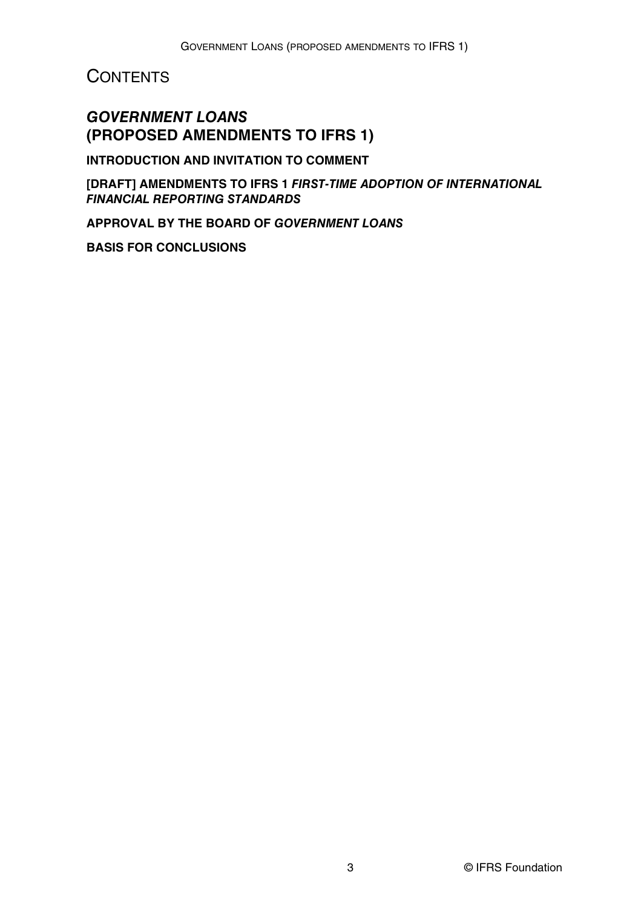# CONTENTS

## *GOVERNMENT LOANS* (PROPOSED AMENDMENTS TO IFRS 1)

**INTRODUCTION AND INVITATION TO COMMENT**

**[DRAFT] AMENDMENTS TO IFRS 1 *FIRST-TIME ADOPTION OF INTERNATIONAL FINANCIAL REPORTING STANDARDS***

**APPROVAL BY THE BOARD OF *GOVERNMENT LOANS***

**BASIS FOR CONCLUSIONS**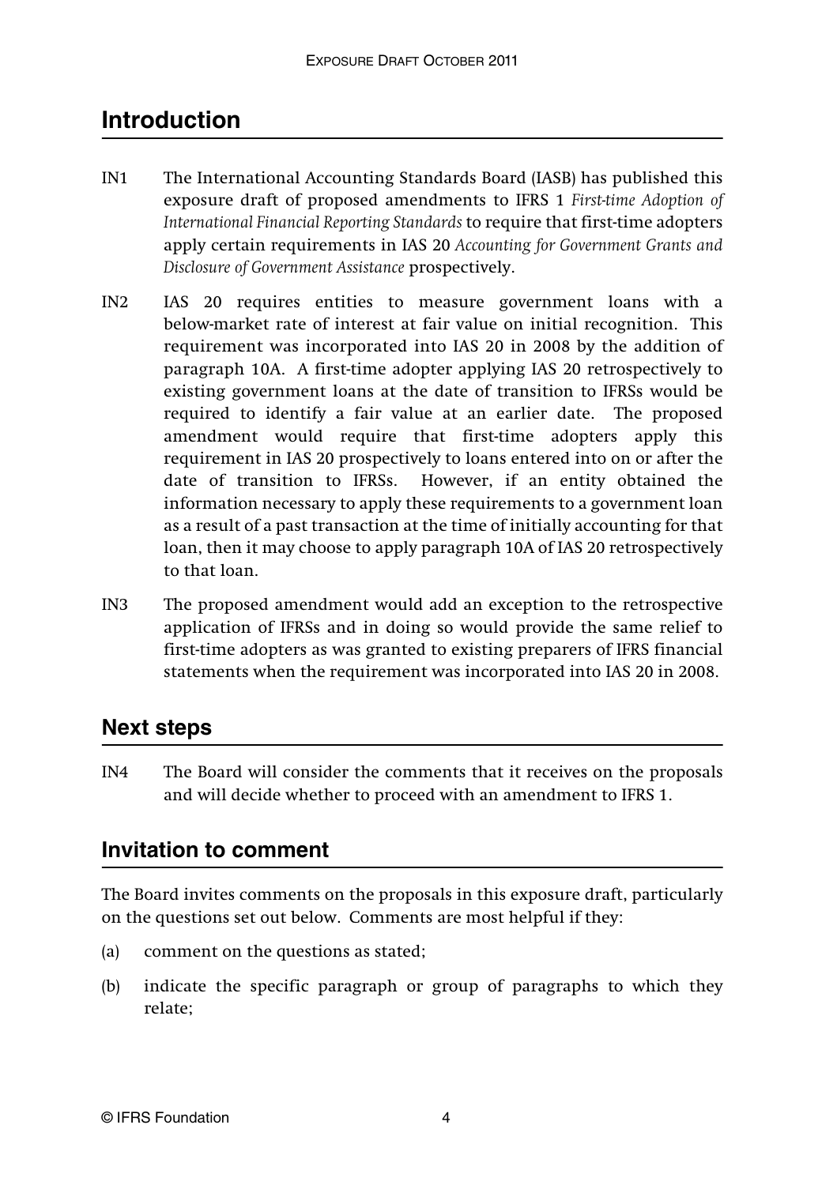## Introduction

IN1 The International Accounting Standards Board (IASB) has published this exposure draft of proposed amendments to IFRS 1 *First-time Adoption of International Financial Reporting Standards* to require that first-time adopters apply certain requirements in IAS 20 *Accounting for Government Grants and Disclosure of Government Assistance* prospectively.

IN2 IAS 20 requires entities to measure government loans with a below-market rate of interest at fair value on initial recognition. This requirement was incorporated into IAS 20 in 2008 by the addition of paragraph 10A. A first-time adopter applying IAS 20 retrospectively to existing government loans at the date of transition to IFRSs would be required to identify a fair value at an earlier date. The proposed amendment would require that first-time adopters apply this requirement in IAS 20 prospectively to loans entered into on or after the date of transition to IFRSs. However, if an entity obtained the information necessary to apply these requirements to a government loan as a result of a past transaction at the time of initially accounting for that loan, then it may choose to apply paragraph 10A of IAS 20 retrospectively to that loan.

IN3 The proposed amendment would add an exception to the retrospective application of IFRSs and in doing so would provide the same relief to first-time adopters as was granted to existing preparers of IFRS financial statements when the requirement was incorporated into IAS 20 in 2008.

## Next steps

IN4 The Board will consider the comments that it receives on the proposals and will decide whether to proceed with an amendment to IFRS 1.

## Invitation to comment

The Board invites comments on the proposals in this exposure draft, particularly on the questions set out below. Comments are most helpful if they:

(a) comment on the questions as stated;

(b) indicate the specific paragraph or group of paragraphs to which they relate;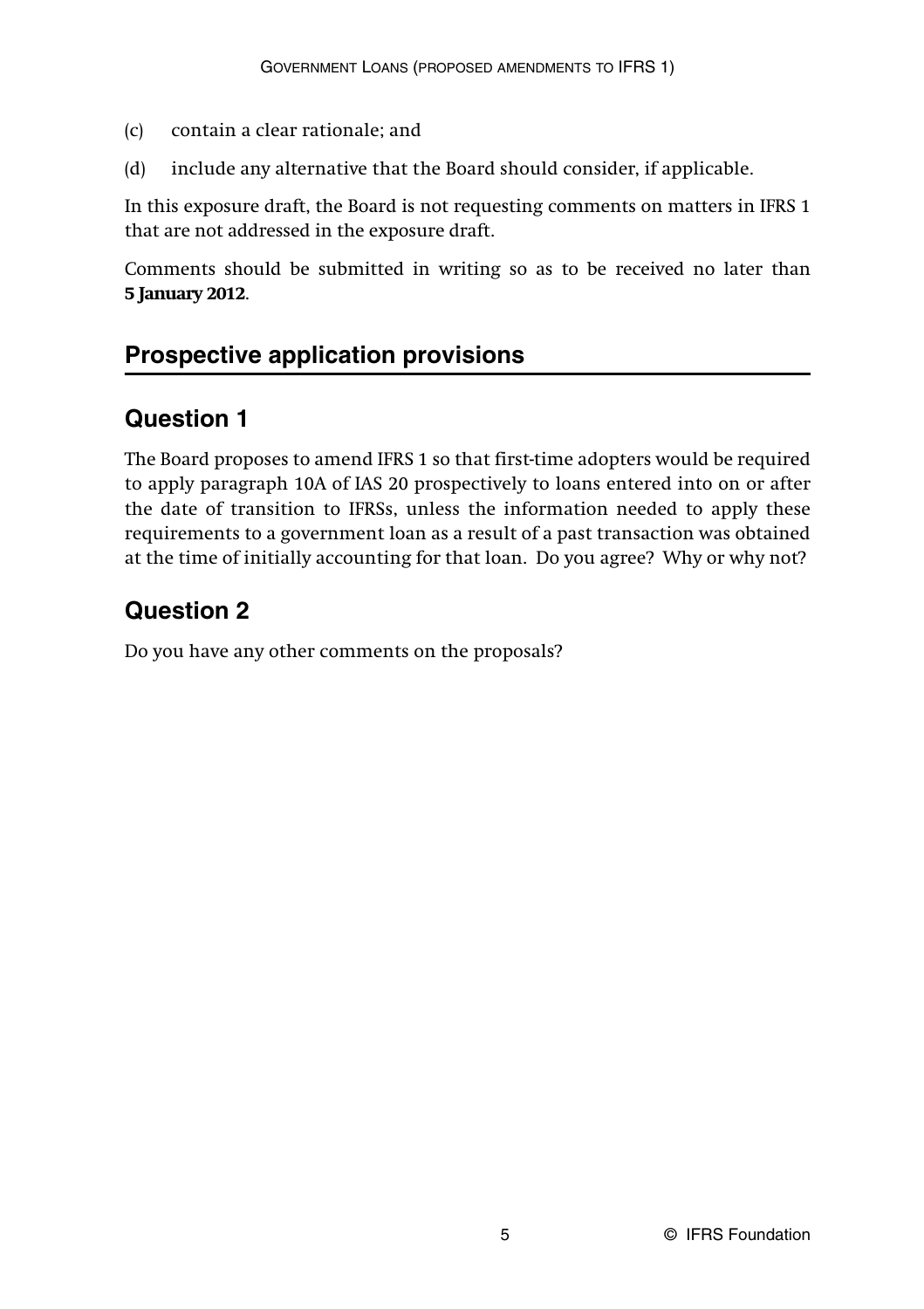(c) contain a clear rationale; and

(d) include any alternative that the Board should consider, if applicable.

In this exposure draft, the Board is not requesting comments on matters in IFRS 1 that are not addressed in the exposure draft.

Comments should be submitted in writing so as to be received no later than **5 January 2012**.

## Prospective application provisions

## Question 1

The Board proposes to amend IFRS 1 so that first-time adopters would be required to apply paragraph 10A of IAS 20 prospectively to loans entered into on or after the date of transition to IFRSs, unless the information needed to apply these requirements to a government loan as a result of a past transaction was obtained at the time of initially accounting for that loan. Do you agree? Why or why not?

## Question 2

Do you have any other comments on the proposals?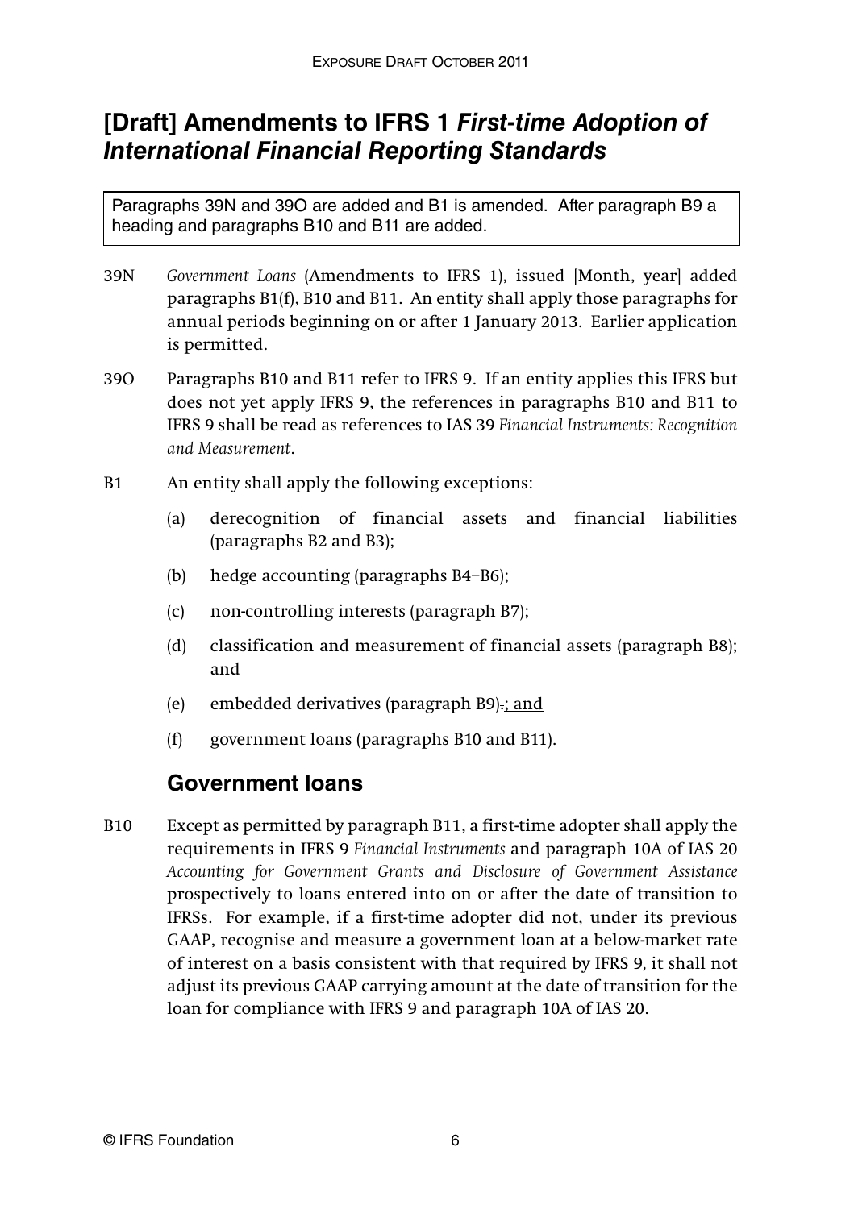# [Draft] Amendments to IFRS 1 *First-time Adoption of International Financial Reporting Standards*

Paragraphs 39N and 39O are added and B1 is amended. After paragraph B9 a heading and paragraphs B10 and B11 are added.

39N *Government Loans* (Amendments to IFRS 1), issued [Month, year] added paragraphs B1(f), B10 and B11. An entity shall apply those paragraphs for annual periods beginning on or after 1 January 2013. Earlier application is permitted.

39O Paragraphs B10 and B11 refer to IFRS 9. If an entity applies this IFRS but does not yet apply IFRS 9, the references in paragraphs B10 and B11 to IFRS 9 shall be read as references to IAS 39 *Financial Instruments: Recognition and Measurement*.

B1 An entity shall apply the following exceptions:

(a) derecognition of financial assets and financial liabilities (paragraphs B2 and B3);

(b) hedge accounting (paragraphs B4–B6);

(c) non-controlling interests (paragraph B7);

(d) classification and measurement of financial assets (paragraph B8); ~~and~~

(e) embedded derivatives (paragraph B9)~~.~~<u>; and</u>

<u>(f) government loans (paragraphs B10 and B11).</u>

## Government loans

B10 Except as permitted by paragraph B11, a first-time adopter shall apply the requirements in IFRS 9 *Financial Instruments* and paragraph 10A of IAS 20 *Accounting for Government Grants and Disclosure of Government Assistance* prospectively to loans entered into on or after the date of transition to IFRSs. For example, if a first-time adopter did not, under its previous GAAP, recognise and measure a government loan at a below-market rate of interest on a basis consistent with that required by IFRS 9, it shall not adjust its previous GAAP carrying amount at the date of transition for the loan for compliance with IFRS 9 and paragraph 10A of IAS 20.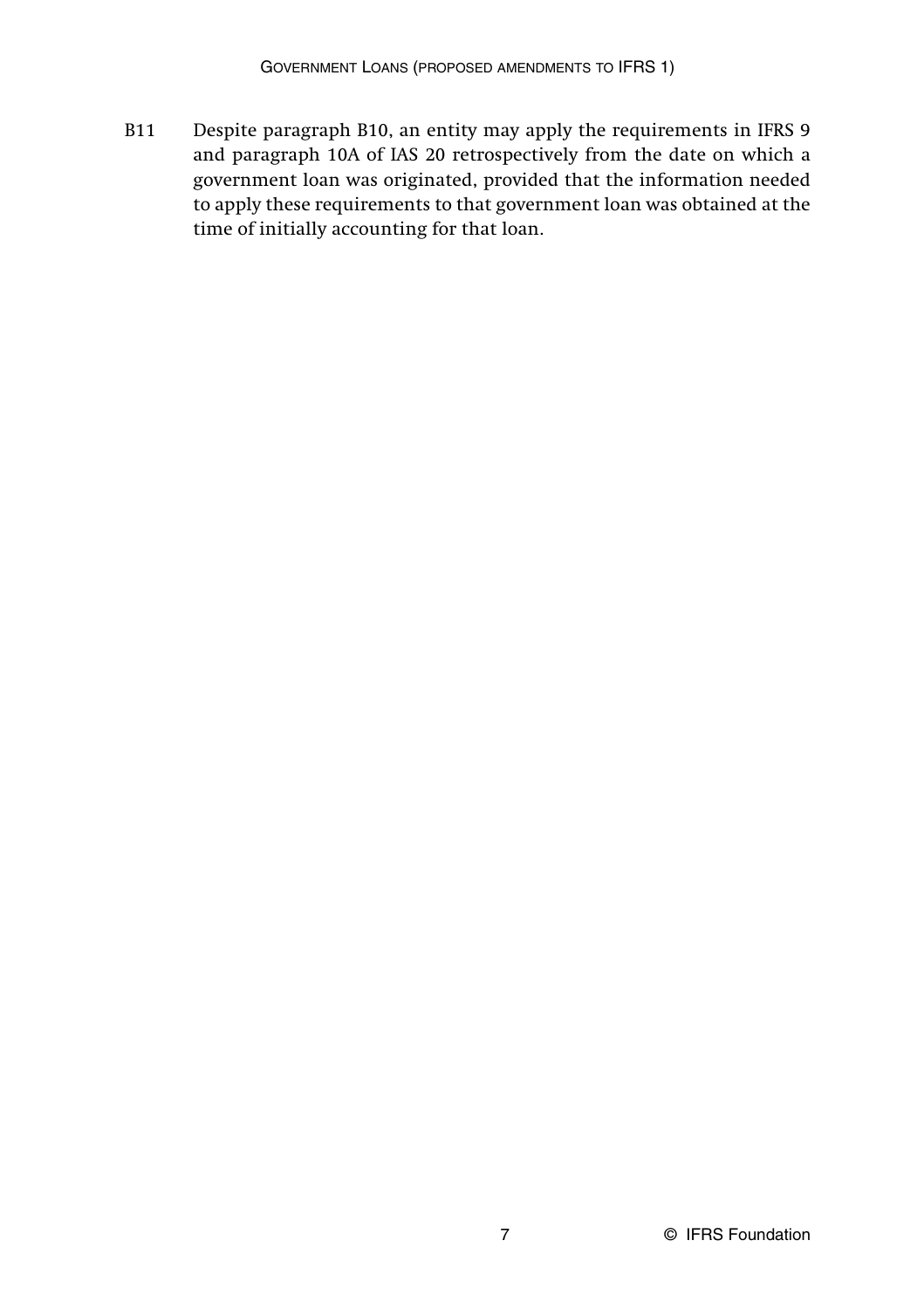B11 Despite paragraph B10, an entity may apply the requirements in IFRS 9 and paragraph 10A of IAS 20 retrospectively from the date on which a government loan was originated, provided that the information needed to apply these requirements to that government loan was obtained at the time of initially accounting for that loan.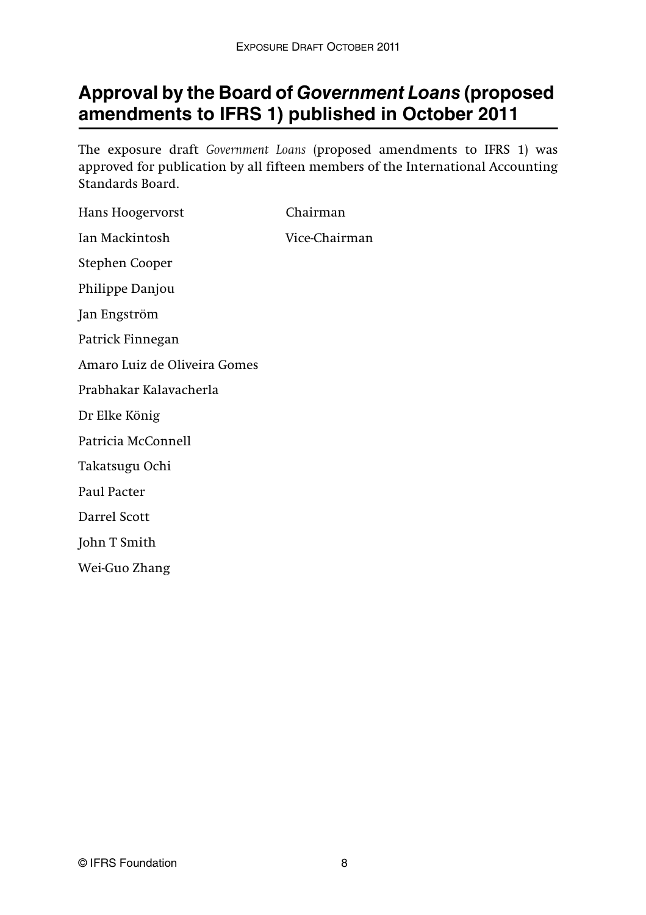# Approval by the Board of *Government Loans* (proposed amendments to IFRS 1) published in October 2011

The exposure draft *Government Loans* (proposed amendments to IFRS 1) was approved for publication by all fifteen members of the International Accounting Standards Board.

| | |
|---|---|
| Hans Hoogervorst | Chairman |
| Ian Mackintosh | Vice-Chairman |
| Stephen Cooper | |
| Philippe Danjou | |
| Jan Engström | |
| Patrick Finnegan | |
| Amaro Luiz de Oliveira Gomes | |
| Prabhakar Kalavacherla | |
| Dr Elke König | |
| Patricia McConnell | |
| Takatsugu Ochi | |
| Paul Pacter | |
| Darrel Scott | |
| John T Smith | |
| Wei-Guo Zhang | |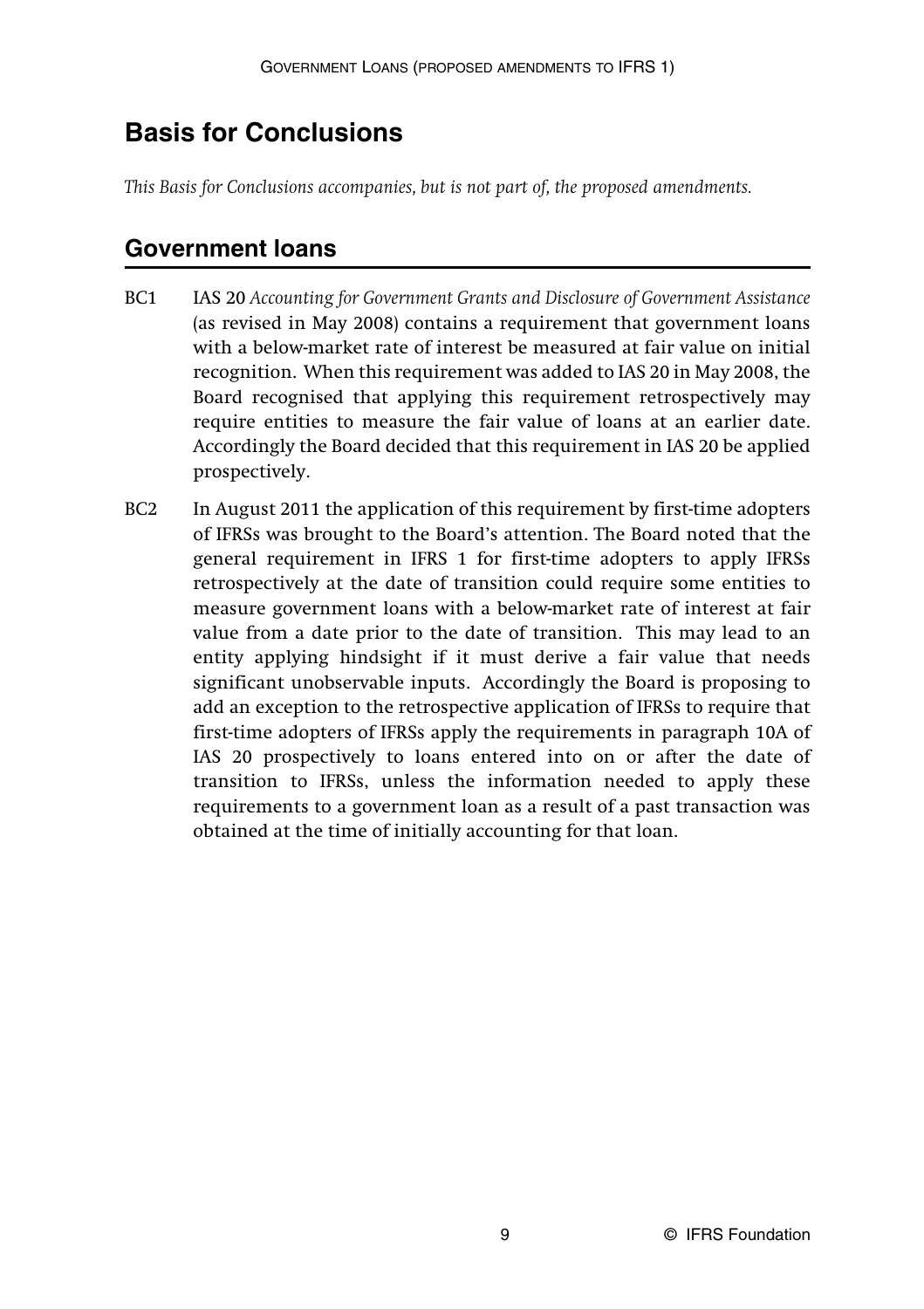# Basis for Conclusions

*This Basis for Conclusions accompanies, but is not part of, the proposed amendments.*

## Government loans

BC1 IAS 20 *Accounting for Government Grants and Disclosure of Government Assistance* (as revised in May 2008) contains a requirement that government loans with a below-market rate of interest be measured at fair value on initial recognition. When this requirement was added to IAS 20 in May 2008, the Board recognised that applying this requirement retrospectively may require entities to measure the fair value of loans at an earlier date. Accordingly the Board decided that this requirement in IAS 20 be applied prospectively.

BC2 In August 2011 the application of this requirement by first-time adopters of IFRSs was brought to the Board's attention. The Board noted that the general requirement in IFRS 1 for first-time adopters to apply IFRSs retrospectively at the date of transition could require some entities to measure government loans with a below-market rate of interest at fair value from a date prior to the date of transition. This may lead to an entity applying hindsight if it must derive a fair value that needs significant unobservable inputs. Accordingly the Board is proposing to add an exception to the retrospective application of IFRSs to require that first-time adopters of IFRSs apply the requirements in paragraph 10A of IAS 20 prospectively to loans entered into on or after the date of transition to IFRSs, unless the information needed to apply these requirements to a government loan as a result of a past transaction was obtained at the time of initially accounting for that loan.